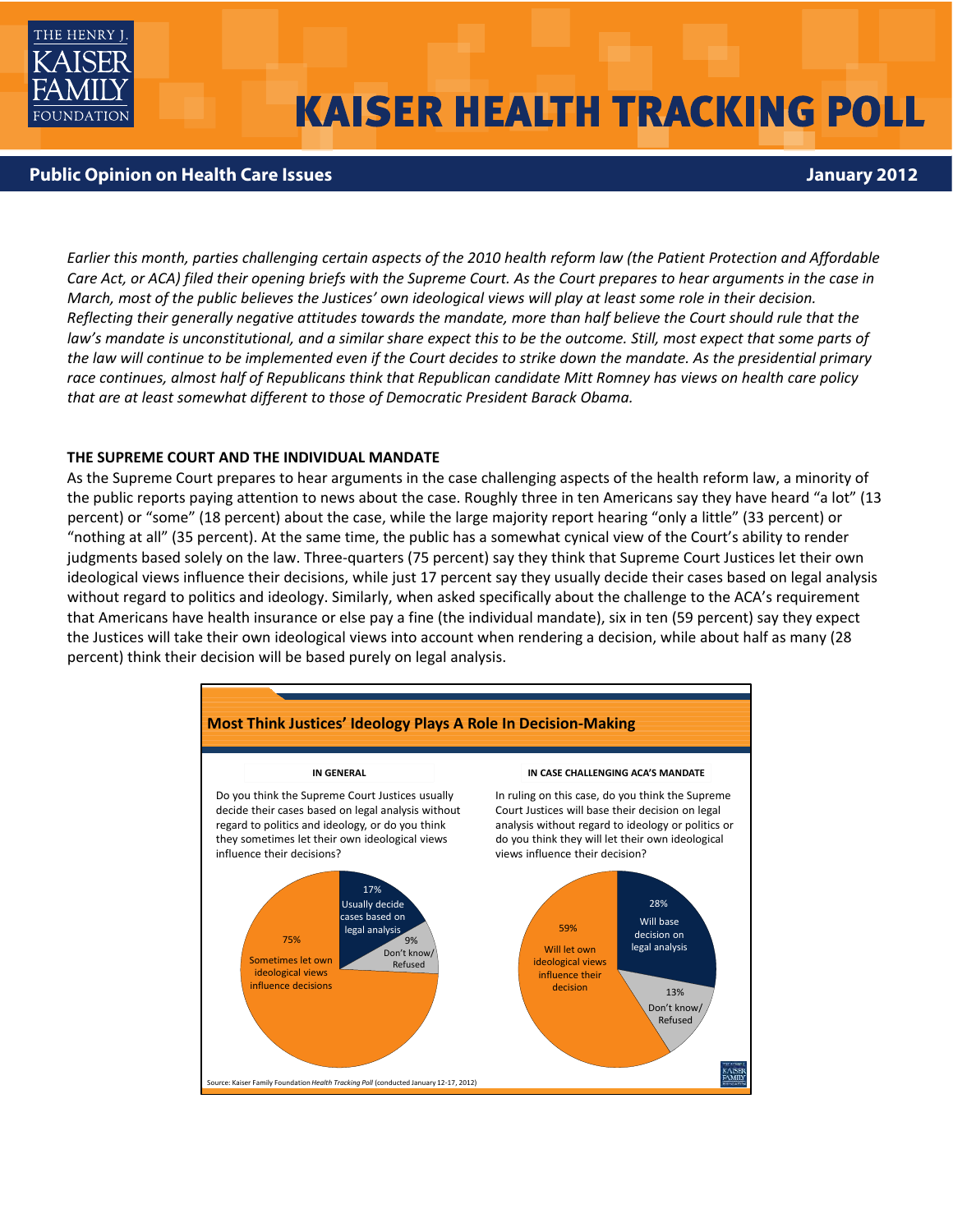# KAISER HEALTH TRACKING POLL

**Public Opinion on Health Care Issues** — **January 2012**

*Earlier this month, parties challenging certain aspects of the 2010 health reform law (the Patient Protection and Affordable Care Act, or ACA) filed their opening briefs with the Supreme Court. As the Court prepares to hear arguments in the case in March, most of the public believes the Justices' own ideological views will play at least some role in their decision. Reflecting their generally negative attitudes towards the mandate, more than half believe the Court should rule that the law's mandate is unconstitutional, and a similar share expect this to be the outcome. Still, most expect that some parts of the law will continue to be implemented even if the Court decides to strike down the mandate. As the presidential primary race continues, almost half of Republicans think that Republican candidate Mitt Romney has views on health care policy that are at least somewhat different to those of Democratic President Barack Obama.*

## THE SUPREME COURT AND THE INDIVIDUAL MANDATE

As the Supreme Court prepares to hear arguments in the case challenging aspects of the health reform law, a minority of the public reports paying attention to news about the case. Roughly three in ten Americans say they have heard "a lot" (13 percent) or "some" (18 percent) about the case, while the large majority report hearing "only a little" (33 percent) or "nothing at all" (35 percent). At the same time, the public has a somewhat cynical view of the Court's ability to render judgments based solely on the law. Three-quarters (75 percent) say they think that Supreme Court Justices let their own ideological views influence their decisions, while just 17 percent say they usually decide their cases based on legal analysis without regard to politics and ideology. Similarly, when asked specifically about the challenge to the ACA's requirement that Americans have health insurance or else pay a fine (the individual mandate), six in ten (59 percent) say they expect the Justices will take their own ideological views into account when rendering a decision, while about half as many (28 percent) think their decision will be based purely on legal analysis.

**Most Think Justices' Ideology Plays A Role In Decision-Making**

**IN GENERAL**

Do you think the Supreme Court Justices usually decide their cases based on legal analysis without regard to politics and ideology, or do you think they sometimes let their own ideological views influence their decisions?

| Response | Percent |
|---|---|
| Usually decide cases based on legal analysis | 17% |
| Sometimes let own ideological views influence decisions | 75% |
| Don't know/Refused | 9% |

**IN CASE CHALLENGING ACA'S MANDATE**

In ruling on this case, do you think the Supreme Court Justices will base their decision on legal analysis without regard to ideology or politics or do you think they will let their own ideological views influence their decision?

| Response | Percent |
|---|---|
| Will base decision on legal analysis | 28% |
| Will let own ideological views influence their decision | 59% |
| Don't know/Refused | 13% |

Source: Kaiser Family Foundation *Health Tracking Poll* (conducted January 12-17, 2012)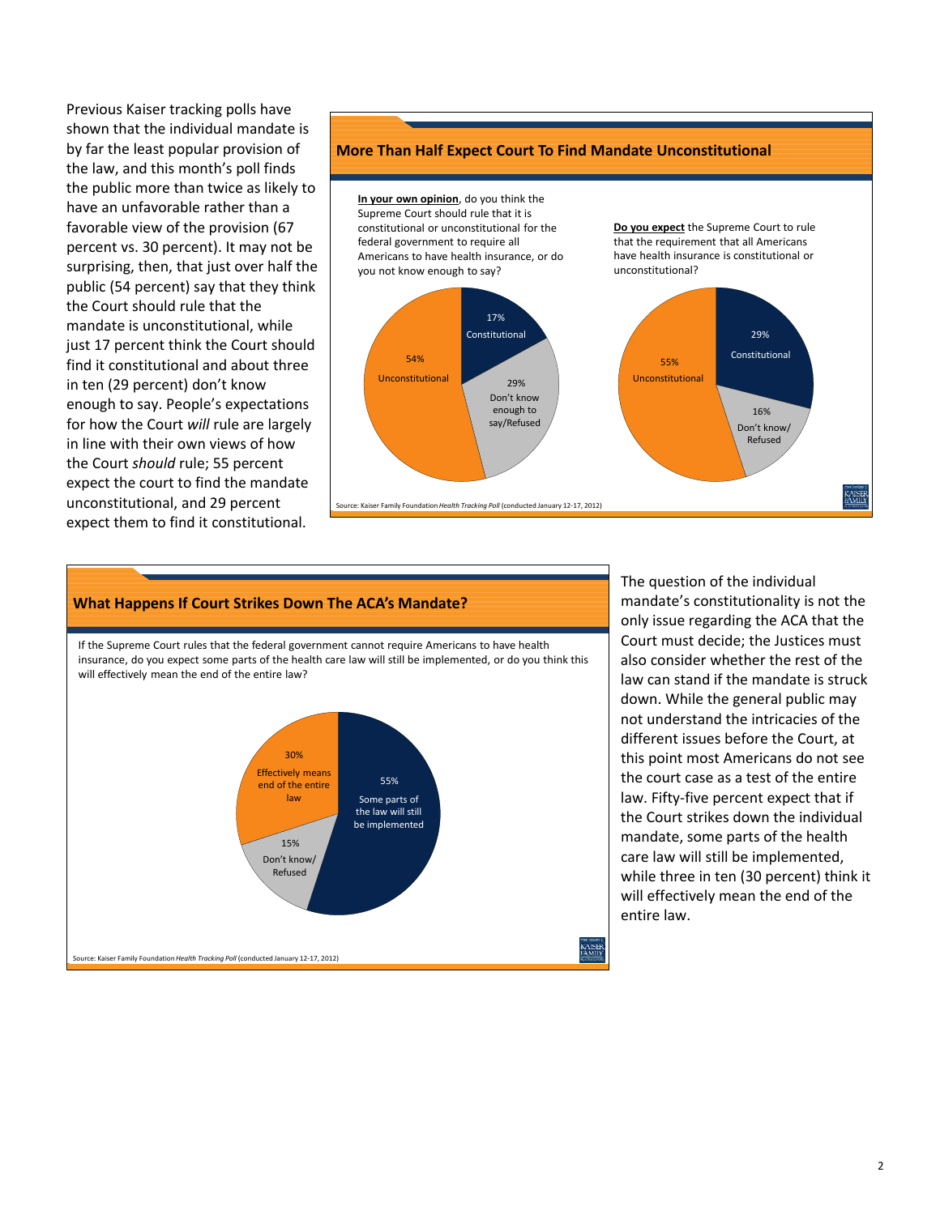Previous Kaiser tracking polls have shown that the individual mandate is by far the least popular provision of the law, and this month's poll finds the public more than twice as likely to have an unfavorable rather than a favorable view of the provision (67 percent vs. 30 percent). It may not be surprising, then, that just over half the public (54 percent) say that they think the Court should rule that the mandate is unconstitutional, while just 17 percent think the Court should find it constitutional and about three in ten (29 percent) don't know enough to say. People's expectations for how the Court *will* rule are largely in line with their own views of how the Court *should* rule; 55 percent expect the court to find the mandate unconstitutional, and 29 percent expect them to find it constitutional.

**More Than Half Expect Court To Find Mandate Unconstitutional**

**In your own opinion**, do you think the Supreme Court should rule that it is constitutional or unconstitutional for the federal government to require all Americans to have health insurance, or do you not know enough to say?

| Response | Percent |
|---|---|
| Unconstitutional | 54% |
| Constitutional | 17% |
| Don't know enough to say/Refused | 29% |

**Do you expect** the Supreme Court to rule that the requirement that all Americans have health insurance is constitutional or unconstitutional?

| Response | Percent |
|---|---|
| Unconstitutional | 55% |
| Constitutional | 29% |
| Don't know/Refused | 16% |

Source: Kaiser Family Foundation *Health Tracking Poll* (conducted January 12-17, 2012)

**What Happens If Court Strikes Down The ACA's Mandate?**

If the Supreme Court rules that the federal government cannot require Americans to have health insurance, do you expect some parts of the health care law will still be implemented, or do you think this will effectively mean the end of the entire law?

| Response | Percent |
|---|---|
| Some parts of the law will still be implemented | 55% |
| Effectively means end of the entire law | 30% |
| Don't know/Refused | 15% |

Source: Kaiser Family Foundation *Health Tracking Poll* (conducted January 12-17, 2012)

The question of the individual mandate's constitutionality is not the only issue regarding the ACA that the Court must decide; the Justices must also consider whether the rest of the law can stand if the mandate is struck down. While the general public may not understand the intricacies of the different issues before the Court, at this point most Americans do not see the court case as a test of the entire law. Fifty-five percent expect that if the Court strikes down the individual mandate, some parts of the health care law will still be implemented, while three in ten (30 percent) think it will effectively mean the end of the entire law.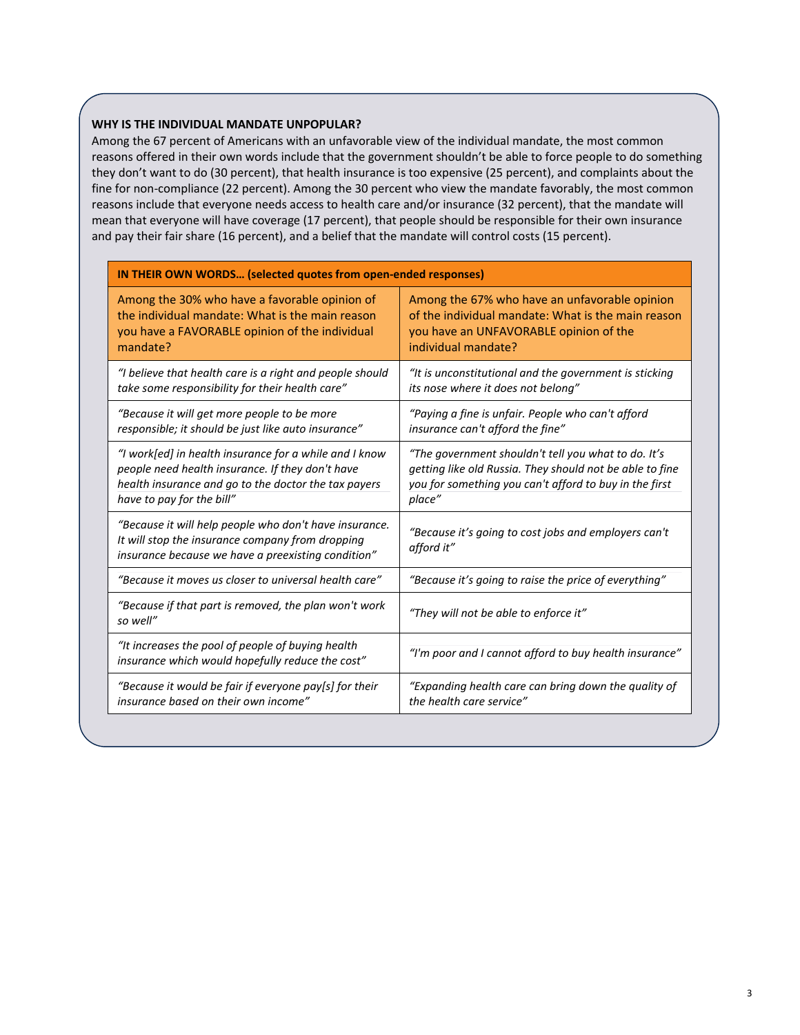## WHY IS THE INDIVIDUAL MANDATE UNPOPULAR?

Among the 67 percent of Americans with an unfavorable view of the individual mandate, the most common reasons offered in their own words include that the government shouldn't be able to force people to do something they don't want to do (30 percent), that health insurance is too expensive (25 percent), and complaints about the fine for non-compliance (22 percent). Among the 30 percent who view the mandate favorably, the most common reasons include that everyone needs access to health care and/or insurance (32 percent), that the mandate will mean that everyone will have coverage (17 percent), that people should be responsible for their own insurance and pay their fair share (16 percent), and a belief that the mandate will control costs (15 percent).

**IN THEIR OWN WORDS… (selected quotes from open-ended responses)**

| Among the 30% who have a favorable opinion of the individual mandate: What is the main reason you have a FAVORABLE opinion of the individual mandate? | Among the 67% who have an unfavorable opinion of the individual mandate: What is the main reason you have an UNFAVORABLE opinion of the individual mandate? |
|---|---|
| *"I believe that health care is a right and people should take some responsibility for their health care"* | *"It is unconstitutional and the government is sticking its nose where it does not belong"* |
| *"Because it will get more people to be more responsible; it should be just like auto insurance"* | *"Paying a fine is unfair. People who can't afford insurance can't afford the fine"* |
| *"I work[ed] in health insurance for a while and I know people need health insurance. If they don't have health insurance and go to the doctor the tax payers have to pay for the bill"* | *"The government shouldn't tell you what to do. It's getting like old Russia. They should not be able to fine you for something you can't afford to buy in the first place"* |
| *"Because it will help people who don't have insurance. It will stop the insurance company from dropping insurance because we have a preexisting condition"* | *"Because it's going to cost jobs and employers can't afford it"* |
| *"Because it moves us closer to universal health care"* | *"Because it's going to raise the price of everything"* |
| *"Because if that part is removed, the plan won't work so well"* | *"They will not be able to enforce it"* |
| *"It increases the pool of people of buying health insurance which would hopefully reduce the cost"* | *"I'm poor and I cannot afford to buy health insurance"* |
| *"Because it would be fair if everyone pay[s] for their insurance based on their own income"* | *"Expanding health care can bring down the quality of the health care service"* |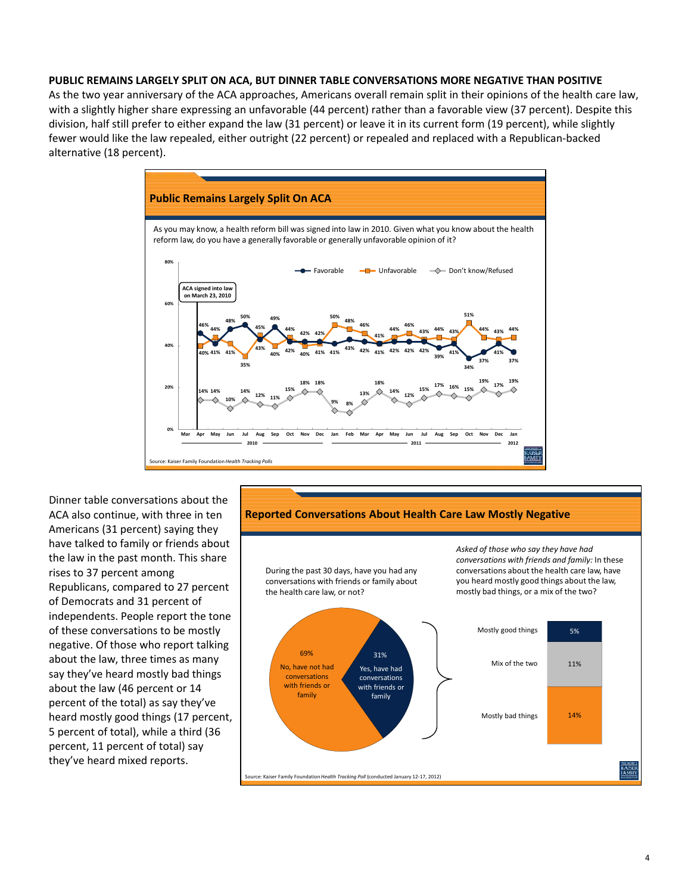**PUBLIC REMAINS LARGELY SPLIT ON ACA, BUT DINNER TABLE CONVERSATIONS MORE NEGATIVE THAN POSITIVE**

As the two year anniversary of the ACA approaches, Americans overall remain split in their opinions of the health care law, with a slightly higher share expressing an unfavorable (44 percent) rather than a favorable view (37 percent). Despite this division, half still prefer to either expand the law (31 percent) or leave it in its current form (19 percent), while slightly fewer would like the law repealed, either outright (22 percent) or repealed and replaced with a Republican-backed alternative (18 percent).

**Public Remains Largely Split On ACA**

As you may know, a health reform bill was signed into law in 2010. Given what you know about the health reform law, do you have a generally favorable or generally unfavorable opinion of it?

ACA signed into law on March 23, 2010

| | Apr 2010 | May | Jun | Jul | Aug | Sep | Oct | Nov | Dec | Jan 2011 | Feb | Mar | Apr | May | Jun | Jul | Aug | Sep | Oct | Nov | Dec | Jan 2012 |
|---|---|---|---|---|---|---|---|---|---|---|---|---|---|---|---|---|---|---|---|---|---|---|
| Favorable | 46% | 41% | 48% | 50% | 43% | 49% | 42% | 42% | 42% | 41% | 43% | 42% | 41% | 42% | 42% | 42% | 39% | 41% | 34% | 37% | 41% | 37% |
| Unfavorable | 40% | 44% | 41% | 35% | 45% | 40% | 44% | 40% | 41% | 50% | 48% | 46% | 41% | 44% | 46% | 43% | 44% | 43% | 51% | 44% | 43% | 44% |
| Don't know/Refused | 14% | 14% | 10% | 14% | 12% | 11% | 15% | 18% | 18% | 9% | 8% | 13% | 18% | 14% | 12% | 15% | 17% | 16% | 15% | 19% | 17% | 19% |

Source: Kaiser Family Foundation *Health Tracking Polls*

Dinner table conversations about the ACA also continue, with three in ten Americans (31 percent) saying they have talked to family or friends about the law in the past month. This share rises to 37 percent among Republicans, compared to 27 percent of Democrats and 31 percent of independents. People report the tone of these conversations to be mostly negative. Of those who report talking about the law, three times as many say they've heard mostly bad things about the law (46 percent or 14 percent of the total) as say they've heard mostly good things (17 percent, 5 percent of total), while a third (36 percent, 11 percent of total) say they've heard mixed reports.

**Reported Conversations About Health Care Law Mostly Negative**

During the past 30 days, have you had any conversations with friends or family about the health care law, or not?

- 69% No, have not had conversations with friends or family
- 31% Yes, have had conversations with friends or family

*Asked of those who say they have had conversations with friends and family:* In these conversations about the health care law, have you heard mostly good things about the law, mostly bad things, or a mix of the two?

- Mostly good things: 5%
- Mix of the two: 11%
- Mostly bad things: 14%

Source: Kaiser Family Foundation *Health Tracking Poll* (conducted January 12-17, 2012)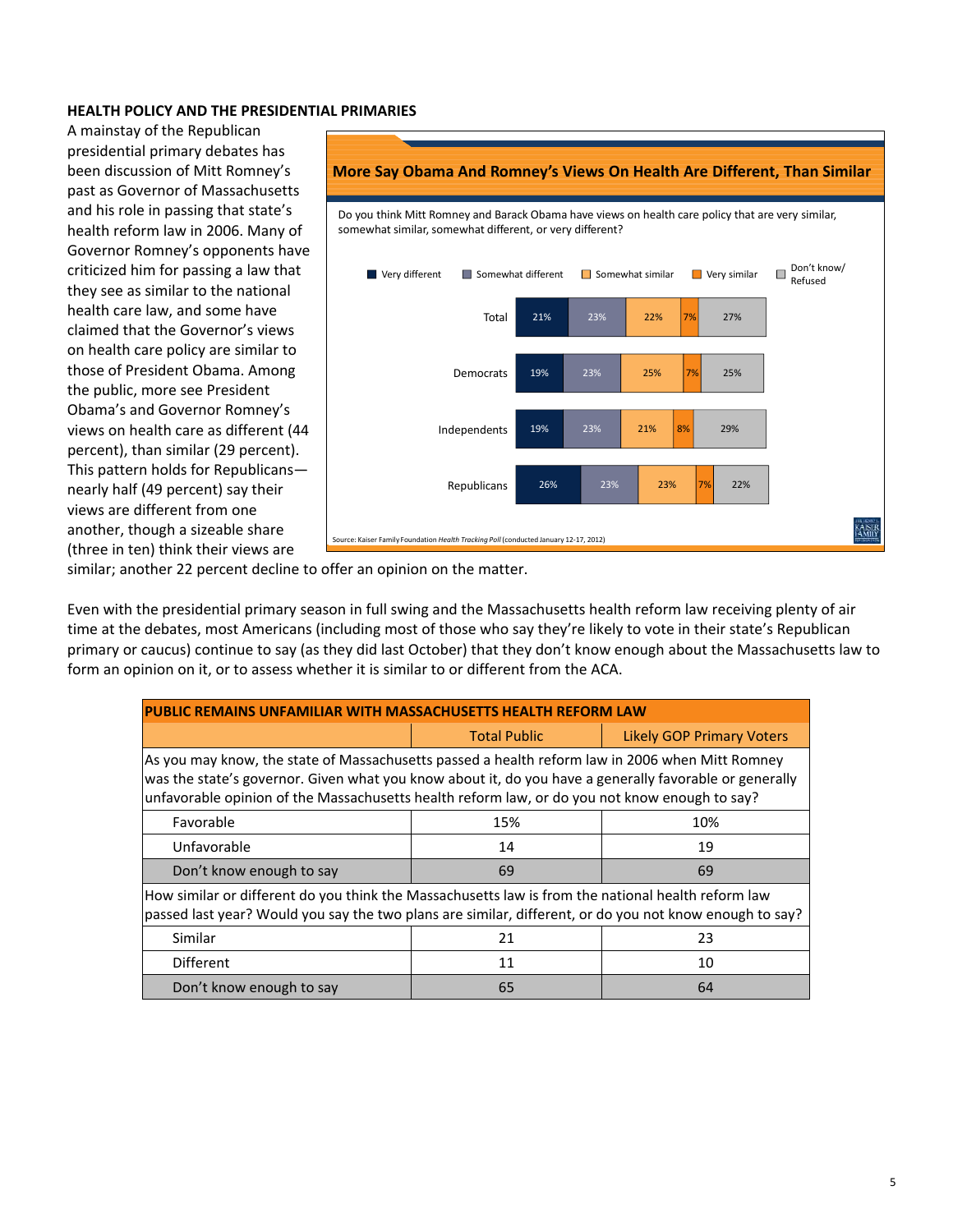### HEALTH POLICY AND THE PRESIDENTIAL PRIMARIES

A mainstay of the Republican presidential primary debates has been discussion of Mitt Romney's past as Governor of Massachusetts and his role in passing that state's health reform law in 2006. Many of Governor Romney's opponents have criticized him for passing a law that they see as similar to the national health care law, and some have claimed that the Governor's views on health care policy are similar to those of President Obama. Among the public, more see President Obama's and Governor Romney's views on health care as different (44 percent), than similar (29 percent). This pattern holds for Republicans—nearly half (49 percent) say their views are different from one another, though a sizeable share (three in ten) think their views are similar; another 22 percent decline to offer an opinion on the matter.

**More Say Obama And Romney's Views On Health Are Different, Than Similar**

Do you think Mitt Romney and Barack Obama have views on health care policy that are very similar, somewhat similar, somewhat different, or very different?

| | Very different | Somewhat different | Somewhat similar | Very similar | Don't know/ Refused |
|---|---|---|---|---|---|
| Total | 21% | 23% | 22% | 7% | 27% |
| Democrats | 19% | 23% | 25% | 7% | 25% |
| Independents | 19% | 23% | 21% | 8% | 29% |
| Republicans | 26% | 23% | 23% | 7% | 22% |

Source: Kaiser Family Foundation *Health Tracking Poll* (conducted January 12-17, 2012)

Even with the presidential primary season in full swing and the Massachusetts health reform law receiving plenty of air time at the debates, most Americans (including most of those who say they're likely to vote in their state's Republican primary or caucus) continue to say (as they did last October) that they don't know enough about the Massachusetts law to form an opinion on it, or to assess whether it is similar to or different from the ACA.

| PUBLIC REMAINS UNFAMILIAR WITH MASSACHUSETTS HEALTH REFORM LAW | | |
|---|---|---|
| | Total Public | Likely GOP Primary Voters |
| As you may know, the state of Massachusetts passed a health reform law in 2006 when Mitt Romney was the state's governor. Given what you know about it, do you have a generally favorable or generally unfavorable opinion of the Massachusetts health reform law, or do you not know enough to say? | | |
| Favorable | 15% | 10% |
| Unfavorable | 14 | 19 |
| Don't know enough to say | 69 | 69 |
| How similar or different do you think the Massachusetts law is from the national health reform law passed last year? Would you say the two plans are similar, different, or do you not know enough to say? | | |
| Similar | 21 | 23 |
| Different | 11 | 10 |
| Don't know enough to say | 65 | 64 |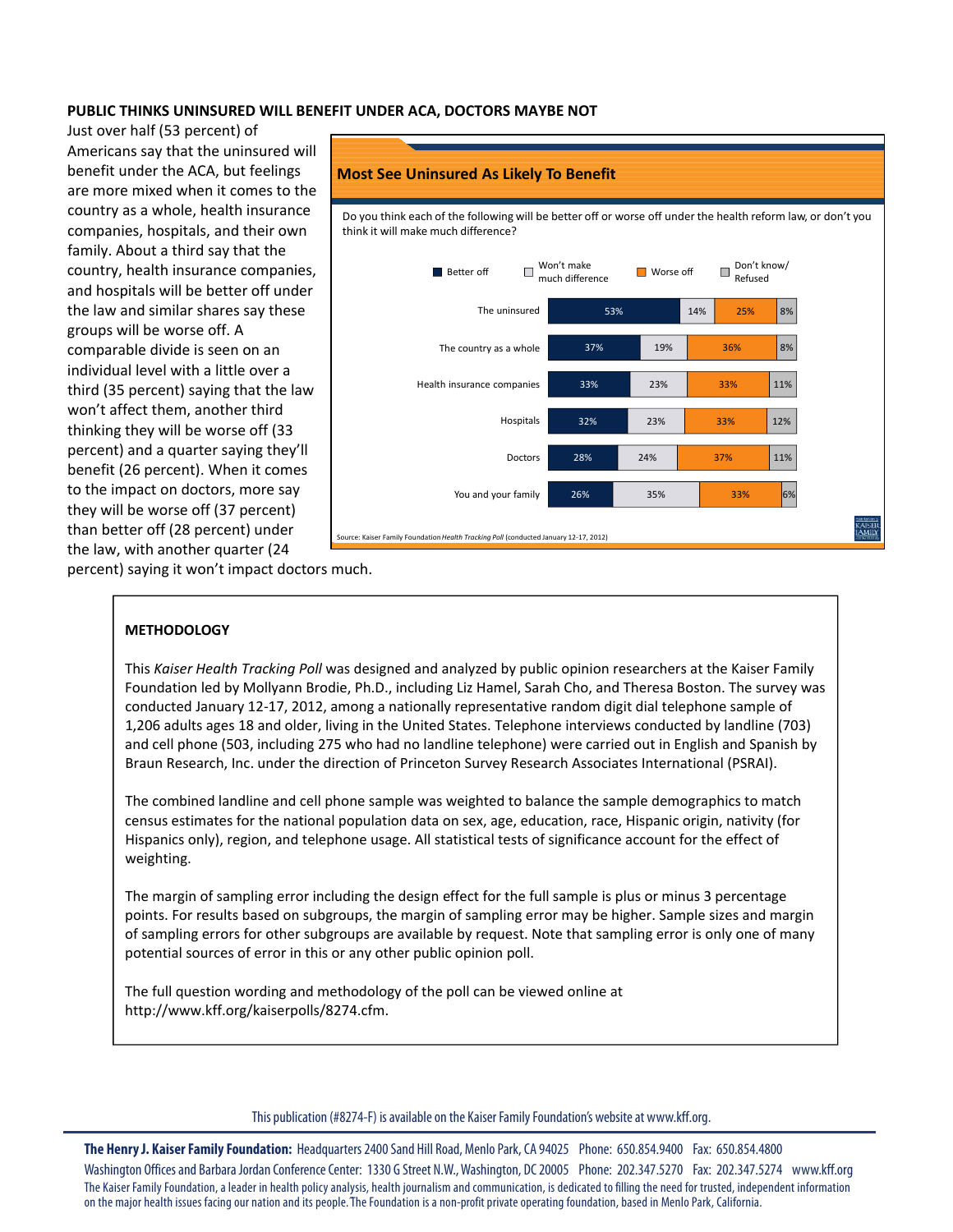**PUBLIC THINKS UNINSURED WILL BENEFIT UNDER ACA, DOCTORS MAYBE NOT**

Just over half (53 percent) of Americans say that the uninsured will benefit under the ACA, but feelings are more mixed when it comes to the country as a whole, health insurance companies, hospitals, and their own family. About a third say that the country, health insurance companies, and hospitals will be better off under the law and similar shares say these groups will be worse off. A comparable divide is seen on an individual level with a little over a third (35 percent) saying that the law won't affect them, another third thinking they will be worse off (33 percent) and a quarter saying they'll benefit (26 percent). When it comes to the impact on doctors, more say they will be worse off (37 percent) than better off (28 percent) under the law, with another quarter (24 percent) saying it won't impact doctors much.

**Most See Uninsured As Likely To Benefit**

Do you think each of the following will be better off or worse off under the health reform law, or don't you think it will make much difference?

Better off
Won't make much difference
Worse off
Don't know/ Refused

The uninsured 53% 14% 25% 8%
The country as a whole 37% 19% 36% 8%
Health insurance companies 33% 23% 33% 11%
Hospitals 32% 23% 33% 12%
Doctors 28% 24% 37% 11%
You and your family 26% 35% 33% 6%

Source: Kaiser Family Foundation *Health Tracking Poll* (conducted January 12-17, 2012)

**METHODOLOGY**

This *Kaiser Health Tracking Poll* was designed and analyzed by public opinion researchers at the Kaiser Family Foundation led by Mollyann Brodie, Ph.D., including Liz Hamel, Sarah Cho, and Theresa Boston. The survey was conducted January 12-17, 2012, among a nationally representative random digit dial telephone sample of 1,206 adults ages 18 and older, living in the United States. Telephone interviews conducted by landline (703) and cell phone (503, including 275 who had no landline telephone) were carried out in English and Spanish by Braun Research, Inc. under the direction of Princeton Survey Research Associates International (PSRAI).

The combined landline and cell phone sample was weighted to balance the sample demographics to match census estimates for the national population data on sex, age, education, race, Hispanic origin, nativity (for Hispanics only), region, and telephone usage. All statistical tests of significance account for the effect of weighting.

The margin of sampling error including the design effect for the full sample is plus or minus 3 percentage points. For results based on subgroups, the margin of sampling error may be higher. Sample sizes and margin of sampling errors for other subgroups are available by request. Note that sampling error is only one of many potential sources of error in this or any other public opinion poll.

The full question wording and methodology of the poll can be viewed online at http://www.kff.org/kaiserpolls/8274.cfm.

This publication (#8274-F) is available on the Kaiser Family Foundation's website at www.kff.org.

**The Henry J. Kaiser Family Foundation:** Headquarters 2400 Sand Hill Road, Menlo Park, CA 94025 Phone: 650.854.9400 Fax: 650.854.4800
Washington Offices and Barbara Jordan Conference Center: 1330 G Street N.W., Washington, DC 20005 Phone: 202.347.5270 Fax: 202.347.5274 www.kff.org
The Kaiser Family Foundation, a leader in health policy analysis, health journalism and communication, is dedicated to filling the need for trusted, independent information on the major health issues facing our nation and its people. The Foundation is a non-profit private operating foundation, based in Menlo Park, California.